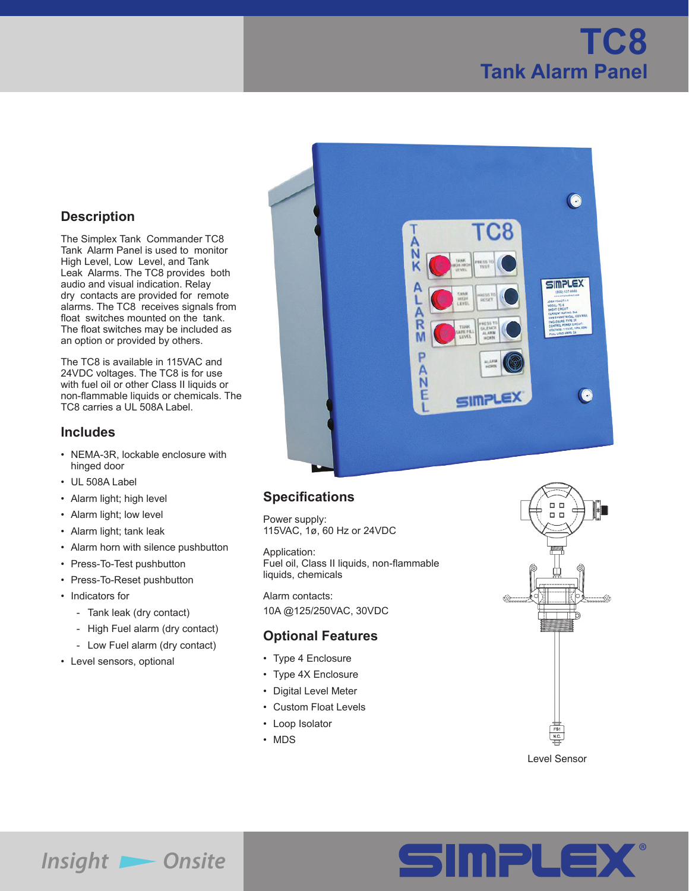# TC8

## Tank Alarm Panel

## Description

The Simplex Tank Commander TC8 Tank Alarm Panel is used to monitor High Level, Low Level, and Tank Leak Alarms. The TC8 provides both audio and visual indication. Relay dry contacts are provided for remote alarms. The TC8 receives signals from float switches mounted on the tank. The float switches may be included as an option or provided by others.

The TC8 is available in 115VAC and 24VDC voltages. The TC8 is for use with fuel oil or other Class II liquids or non-flammable liquids or chemicals. The TC8 carries a UL 508A Label.

## Includes

- NEMA-3R, lockable enclosure with hinged door
- UL 508A Label
- Alarm light; high level
- Alarm light; low level
- Alarm light; tank leak
- Alarm horn with silence pushbutton
- Press-To-Test pushbutton
- Press-To-Reset pushbutton
- Indicators for
  - Tank leak (dry contact)
  - High Fuel alarm (dry contact)
  - Low Fuel alarm (dry contact)
- Level sensors, optional

## Specifications

Power supply:
115VAC, 1ø, 60 Hz or 24VDC

Application:
Fuel oil, Class II liquids, non-flammable liquids, chemicals

Alarm contacts:
10A @125/250VAC, 30VDC

## Optional Features

- Type 4 Enclosure
- Type 4X Enclosure
- Digital Level Meter
- Custom Float Levels
- Loop Isolator
- MDS

Level Sensor

Insight ► Onsite

SIMPLEX®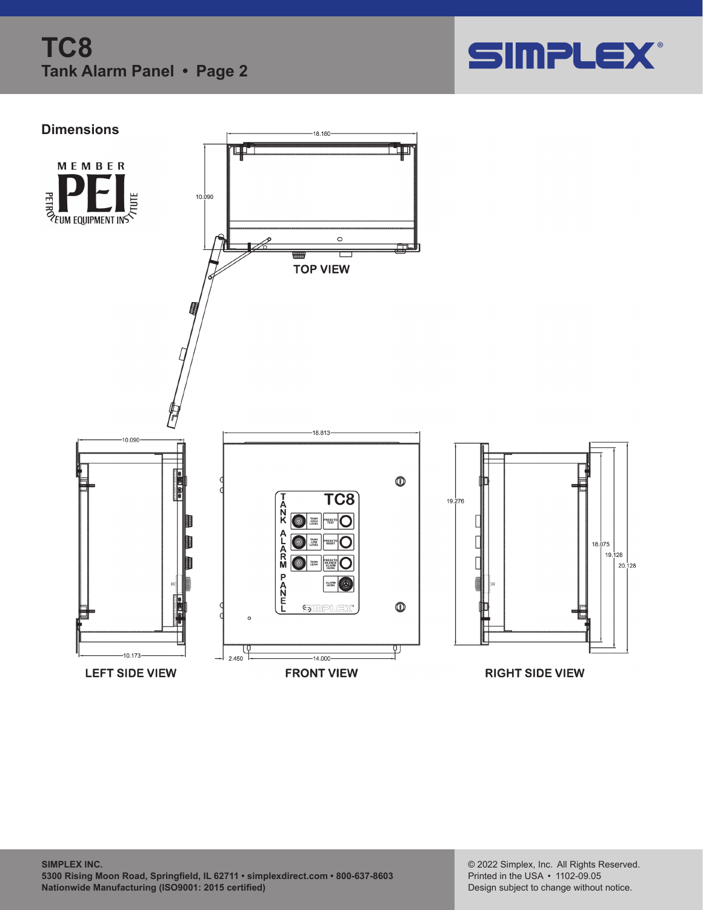# TC8

## Tank Alarm Panel • Page 2

### Dimensions

MEMBER PEI PETROLEUM EQUIPMENT INSTITUTE

18.180

10.090

TOP VIEW

10.090

10.173

LEFT SIDE VIEW

18.813

TC8

TANK ALARM PANEL

TANK HIGH LEVEL

PRESS TO TEST

TANK LOW LEVEL

PRESS TO RESET

TANK LEAK

PRESS TO SILENCE ALARM HORN

ALARM HORN

SIMPLEX

2.450

14.000

FRONT VIEW

19.276

18.075

19.128

20.128

RIGHT SIDE VIEW

**SIMPLEX INC.**
**5300 Rising Moon Road, Springfield, IL 62711 • simplexdirect.com • 800-637-8603**
**Nationwide Manufacturing (ISO9001: 2015 certified)**

© 2022 Simplex, Inc. All Rights Reserved.
Printed in the USA • 1102-09.05
Design subject to change without notice.